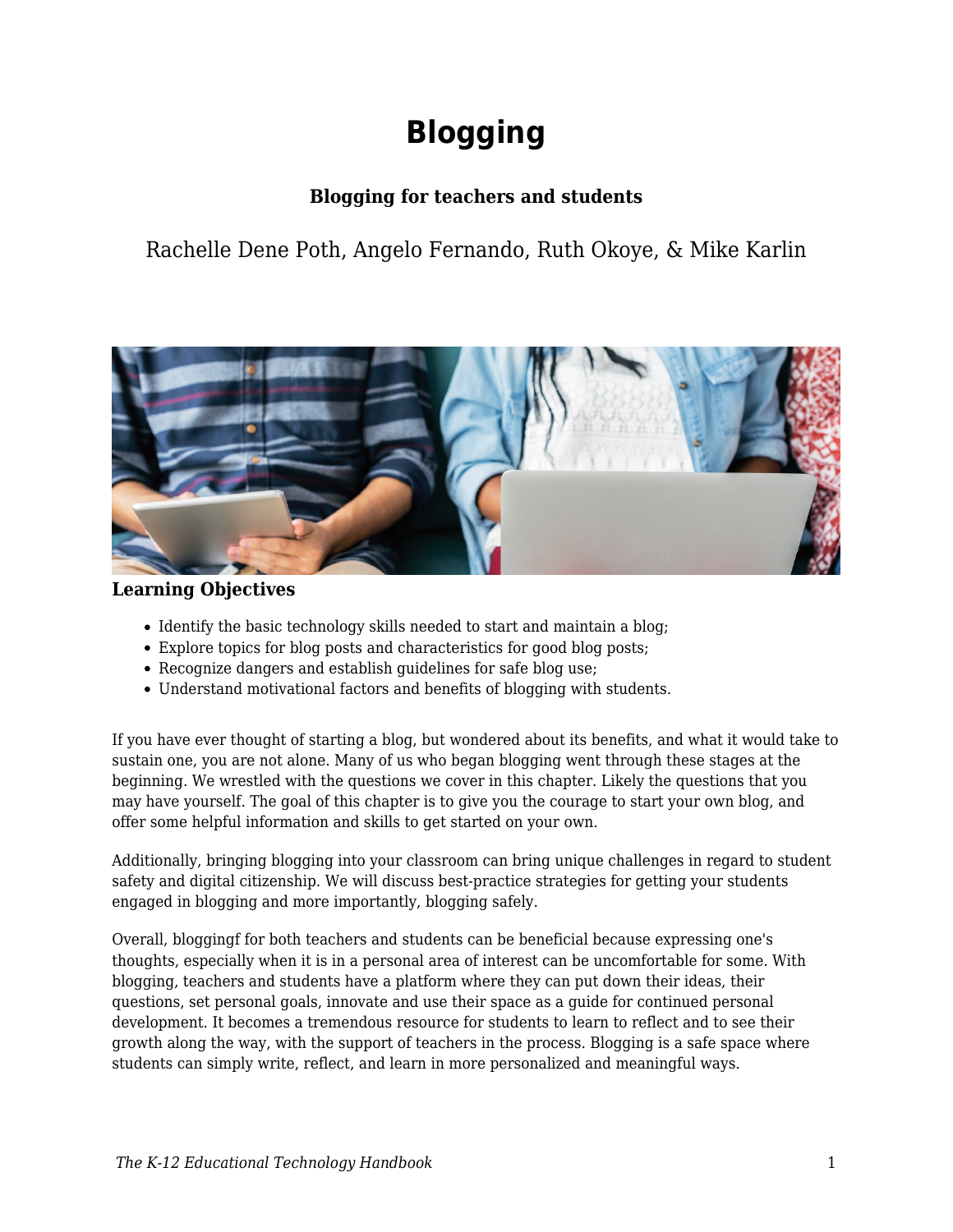# Blogging

**Blogging for teachers and students**

Rachelle Dene Poth, Angelo Fernando, Ruth Okoye, & Mike Karlin

**Learning Objectives**

- Identify the basic technology skills needed to start and maintain a blog;
- Explore topics for blog posts and characteristics for good blog posts;
- Recognize dangers and establish guidelines for safe blog use;
- Understand motivational factors and benefits of blogging with students.

If you have ever thought of starting a blog, but wondered about its benefits, and what it would take to sustain one, you are not alone. Many of us who began blogging went through these stages at the beginning. We wrestled with the questions we cover in this chapter. Likely the questions that you may have yourself. The goal of this chapter is to give you the courage to start your own blog, and offer some helpful information and skills to get started on your own.

Additionally, bringing blogging into your classroom can bring unique challenges in regard to student safety and digital citizenship. We will discuss best-practice strategies for getting your students engaged in blogging and more importantly, blogging safely.

Overall, bloggingf for both teachers and students can be beneficial because expressing one's thoughts, especially when it is in a personal area of interest can be uncomfortable for some. With blogging, teachers and students have a platform where they can put down their ideas, their questions, set personal goals, innovate and use their space as a guide for continued personal development. It becomes a tremendous resource for students to learn to reflect and to see their growth along the way, with the support of teachers in the process. Blogging is a safe space where students can simply write, reflect, and learn in more personalized and meaningful ways.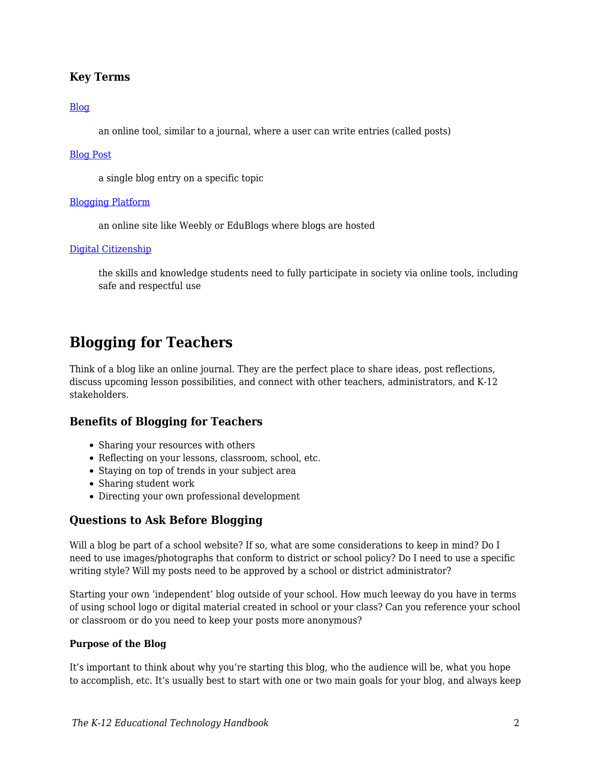### Key Terms

[Blog]

an online tool, similar to a journal, where a user can write entries (called posts)

[Blog Post]

a single blog entry on a specific topic

[Blogging Platform]

an online site like Weebly or EduBlogs where blogs are hosted

[Digital Citizenship]

the skills and knowledge students need to fully participate in society via online tools, including safe and respectful use

## Blogging for Teachers

Think of a blog like an online journal. They are the perfect place to share ideas, post reflections, discuss upcoming lesson possibilities, and connect with other teachers, administrators, and K-12 stakeholders.

### Benefits of Blogging for Teachers

- Sharing your resources with others
- Reflecting on your lessons, classroom, school, etc.
- Staying on top of trends in your subject area
- Sharing student work
- Directing your own professional development

### Questions to Ask Before Blogging

Will a blog be part of a school website? If so, what are some considerations to keep in mind? Do I need to use images/photographs that conform to district or school policy? Do I need to use a specific writing style? Will my posts need to be approved by a school or district administrator?

Starting your own 'independent' blog outside of your school. How much leeway do you have in terms of using school logo or digital material created in school or your class? Can you reference your school or classroom or do you need to keep your posts more anonymous?

#### Purpose of the Blog

It's important to think about why you're starting this blog, who the audience will be, what you hope to accomplish, etc. It's usually best to start with one or two main goals for your blog, and always keep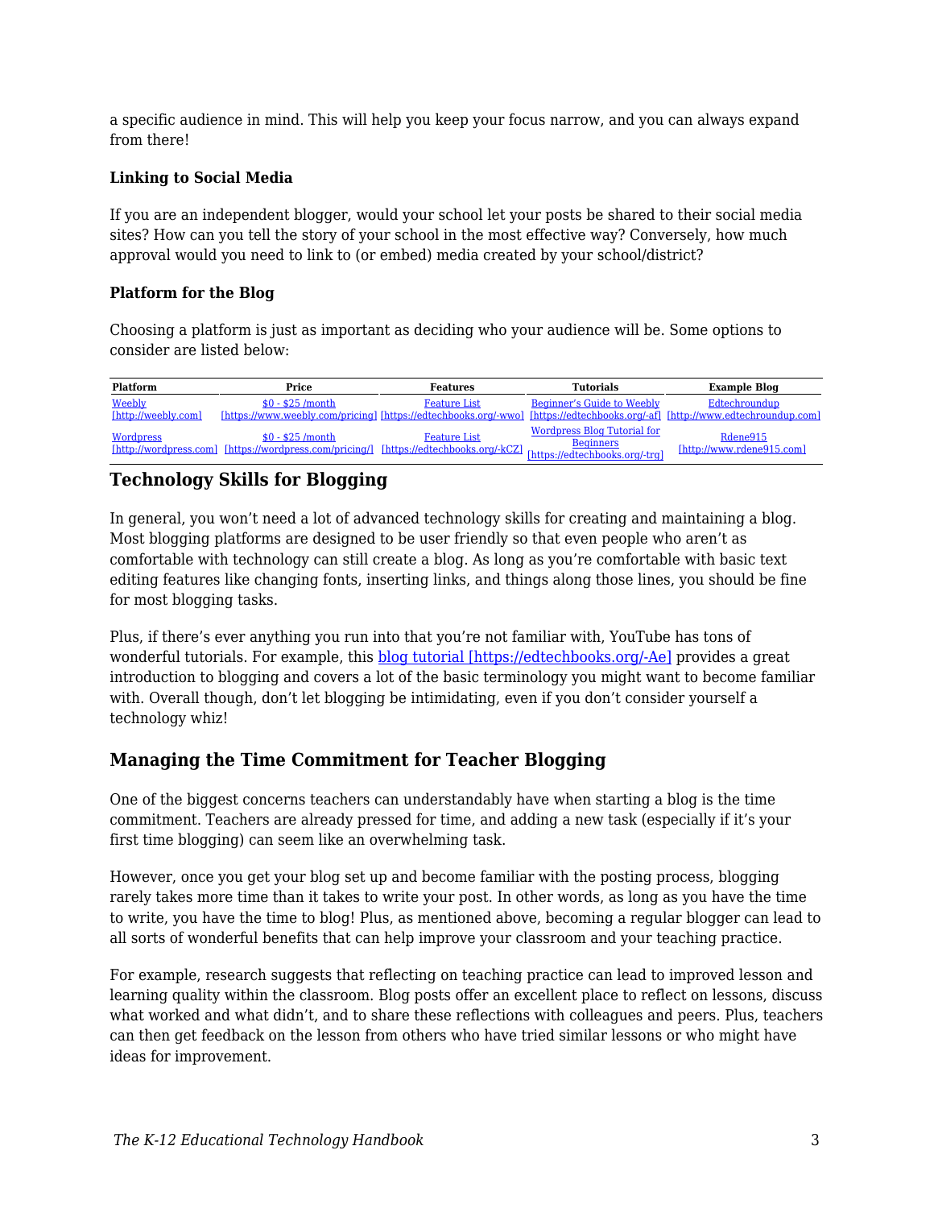a specific audience in mind. This will help you keep your focus narrow, and you can always expand from there!

**Linking to Social Media**

If you are an independent blogger, would your school let your posts be shared to their social media sites? How can you tell the story of your school in the most effective way? Conversely, how much approval would you need to link to (or embed) media created by your school/district?

**Platform for the Blog**

Choosing a platform is just as important as deciding who your audience will be. Some options to consider are listed below:

| Platform | Price | Features | Tutorials | Example Blog |
|---|---|---|---|---|
| Weebly [http://weebly.com] | $0 - $25 /month [https://www.weebly.com/pricing] | Feature List [https://edtechbooks.org/-wwo] | Beginner's Guide to Weebly [https://edtechbooks.org/-af] | Edtechroundup [http://www.edtechroundup.com] |
| Wordpress [http://wordpress.com] | $0 - $25 /month [https://wordpress.com/pricing/] | Feature List [https://edtechbooks.org/-kCZ] | Wordpress Blog Tutorial for Beginners [https://edtechbooks.org/-trg] | Rdene915 [http://www.rdene915.com] |

## Technology Skills for Blogging

In general, you won't need a lot of advanced technology skills for creating and maintaining a blog. Most blogging platforms are designed to be user friendly so that even people who aren't as comfortable with technology can still create a blog. As long as you're comfortable with basic text editing features like changing fonts, inserting links, and things along those lines, you should be fine for most blogging tasks.

Plus, if there's ever anything you run into that you're not familiar with, YouTube has tons of wonderful tutorials. For example, this blog tutorial [https://edtechbooks.org/-Ae] provides a great introduction to blogging and covers a lot of the basic terminology you might want to become familiar with. Overall though, don't let blogging be intimidating, even if you don't consider yourself a technology whiz!

## Managing the Time Commitment for Teacher Blogging

One of the biggest concerns teachers can understandably have when starting a blog is the time commitment. Teachers are already pressed for time, and adding a new task (especially if it's your first time blogging) can seem like an overwhelming task.

However, once you get your blog set up and become familiar with the posting process, blogging rarely takes more time than it takes to write your post. In other words, as long as you have the time to write, you have the time to blog! Plus, as mentioned above, becoming a regular blogger can lead to all sorts of wonderful benefits that can help improve your classroom and your teaching practice.

For example, research suggests that reflecting on teaching practice can lead to improved lesson and learning quality within the classroom. Blog posts offer an excellent place to reflect on lessons, discuss what worked and what didn't, and to share these reflections with colleagues and peers. Plus, teachers can then get feedback on the lesson from others who have tried similar lessons or who might have ideas for improvement.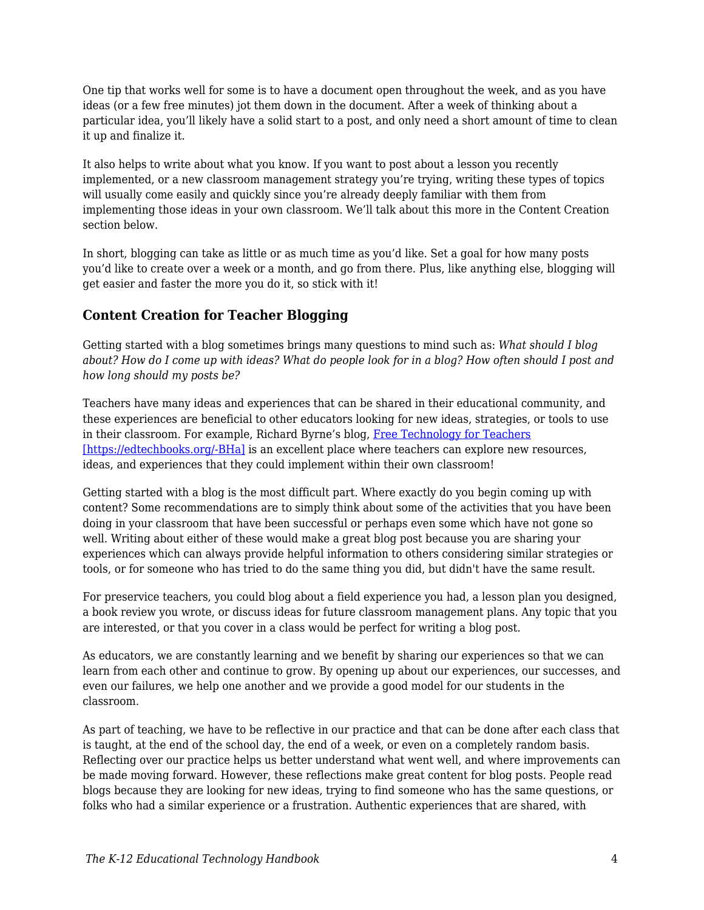One tip that works well for some is to have a document open throughout the week, and as you have ideas (or a few free minutes) jot them down in the document. After a week of thinking about a particular idea, you'll likely have a solid start to a post, and only need a short amount of time to clean it up and finalize it.

It also helps to write about what you know. If you want to post about a lesson you recently implemented, or a new classroom management strategy you're trying, writing these types of topics will usually come easily and quickly since you're already deeply familiar with them from implementing those ideas in your own classroom. We'll talk about this more in the Content Creation section below.

In short, blogging can take as little or as much time as you'd like. Set a goal for how many posts you'd like to create over a week or a month, and go from there. Plus, like anything else, blogging will get easier and faster the more you do it, so stick with it!

### Content Creation for Teacher Blogging

Getting started with a blog sometimes brings many questions to mind such as: *What should I blog about? How do I come up with ideas? What do people look for in a blog? How often should I post and how long should my posts be?*

Teachers have many ideas and experiences that can be shared in their educational community, and these experiences are beneficial to other educators looking for new ideas, strategies, or tools to use in their classroom. For example, Richard Byrne's blog, [Free Technology for Teachers [https://edtechbooks.org/-BHa]](https://edtechbooks.org/-BHa) is an excellent place where teachers can explore new resources, ideas, and experiences that they could implement within their own classroom!

Getting started with a blog is the most difficult part. Where exactly do you begin coming up with content? Some recommendations are to simply think about some of the activities that you have been doing in your classroom that have been successful or perhaps even some which have not gone so well. Writing about either of these would make a great blog post because you are sharing your experiences which can always provide helpful information to others considering similar strategies or tools, or for someone who has tried to do the same thing you did, but didn't have the same result.

For preservice teachers, you could blog about a field experience you had, a lesson plan you designed, a book review you wrote, or discuss ideas for future classroom management plans. Any topic that you are interested, or that you cover in a class would be perfect for writing a blog post.

As educators, we are constantly learning and we benefit by sharing our experiences so that we can learn from each other and continue to grow. By opening up about our experiences, our successes, and even our failures, we help one another and we provide a good model for our students in the classroom.

As part of teaching, we have to be reflective in our practice and that can be done after each class that is taught, at the end of the school day, the end of a week, or even on a completely random basis. Reflecting over our practice helps us better understand what went well, and where improvements can be made moving forward. However, these reflections make great content for blog posts. People read blogs because they are looking for new ideas, trying to find someone who has the same questions, or folks who had a similar experience or a frustration. Authentic experiences that are shared, with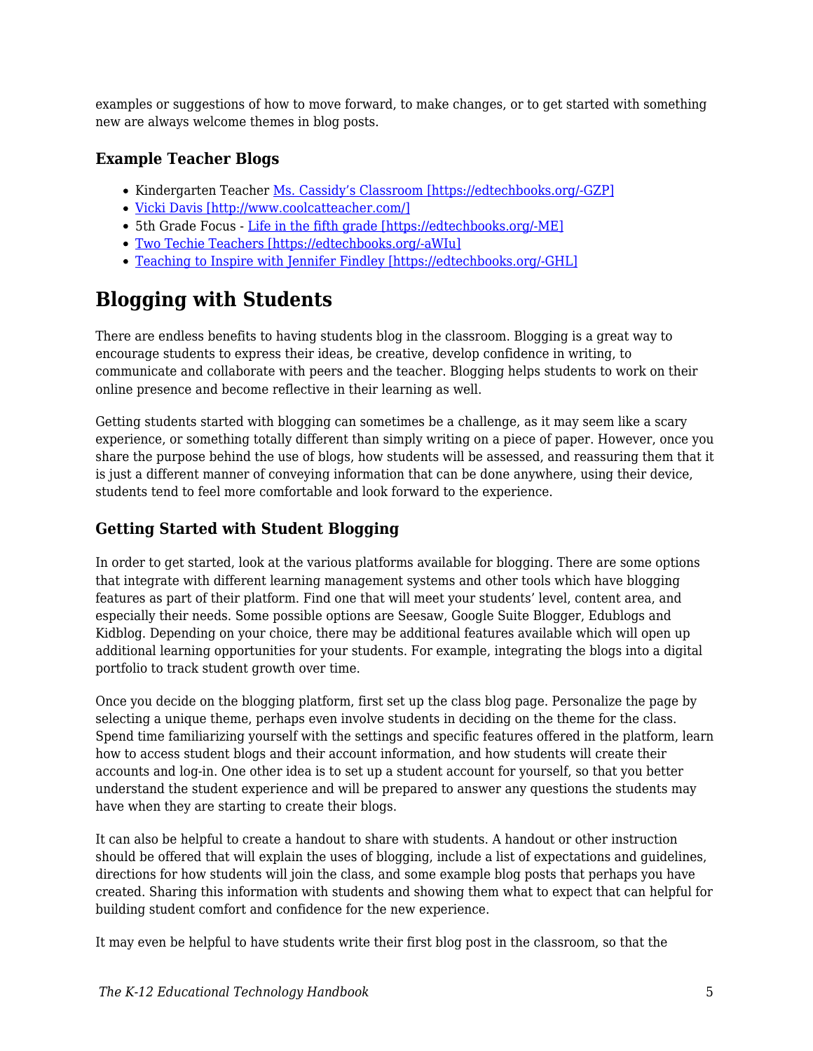examples or suggestions of how to move forward, to make changes, or to get started with something new are always welcome themes in blog posts.

### Example Teacher Blogs

- Kindergarten Teacher [Ms. Cassidy's Classroom [https://edtechbooks.org/-GZP]](https://edtechbooks.org/-GZP)
- [Vicki Davis [http://www.coolcatteacher.com/]](http://www.coolcatteacher.com/)
- 5th Grade Focus - [Life in the fifth grade [https://edtechbooks.org/-ME]](https://edtechbooks.org/-ME)
- [Two Techie Teachers [https://edtechbooks.org/-aWIu]](https://edtechbooks.org/-aWIu)
- [Teaching to Inspire with Jennifer Findley [https://edtechbooks.org/-GHL]](https://edtechbooks.org/-GHL)

## Blogging with Students

There are endless benefits to having students blog in the classroom. Blogging is a great way to encourage students to express their ideas, be creative, develop confidence in writing, to communicate and collaborate with peers and the teacher. Blogging helps students to work on their online presence and become reflective in their learning as well.

Getting students started with blogging can sometimes be a challenge, as it may seem like a scary experience, or something totally different than simply writing on a piece of paper. However, once you share the purpose behind the use of blogs, how students will be assessed, and reassuring them that it is just a different manner of conveying information that can be done anywhere, using their device, students tend to feel more comfortable and look forward to the experience.

### Getting Started with Student Blogging

In order to get started, look at the various platforms available for blogging. There are some options that integrate with different learning management systems and other tools which have blogging features as part of their platform. Find one that will meet your students' level, content area, and especially their needs. Some possible options are Seesaw, Google Suite Blogger, Edublogs and Kidblog. Depending on your choice, there may be additional features available which will open up additional learning opportunities for your students. For example, integrating the blogs into a digital portfolio to track student growth over time.

Once you decide on the blogging platform, first set up the class blog page. Personalize the page by selecting a unique theme, perhaps even involve students in deciding on the theme for the class. Spend time familiarizing yourself with the settings and specific features offered in the platform, learn how to access student blogs and their account information, and how students will create their accounts and log-in. One other idea is to set up a student account for yourself, so that you better understand the student experience and will be prepared to answer any questions the students may have when they are starting to create their blogs.

It can also be helpful to create a handout to share with students. A handout or other instruction should be offered that will explain the uses of blogging, include a list of expectations and guidelines, directions for how students will join the class, and some example blog posts that perhaps you have created. Sharing this information with students and showing them what to expect that can helpful for building student comfort and confidence for the new experience.

It may even be helpful to have students write their first blog post in the classroom, so that the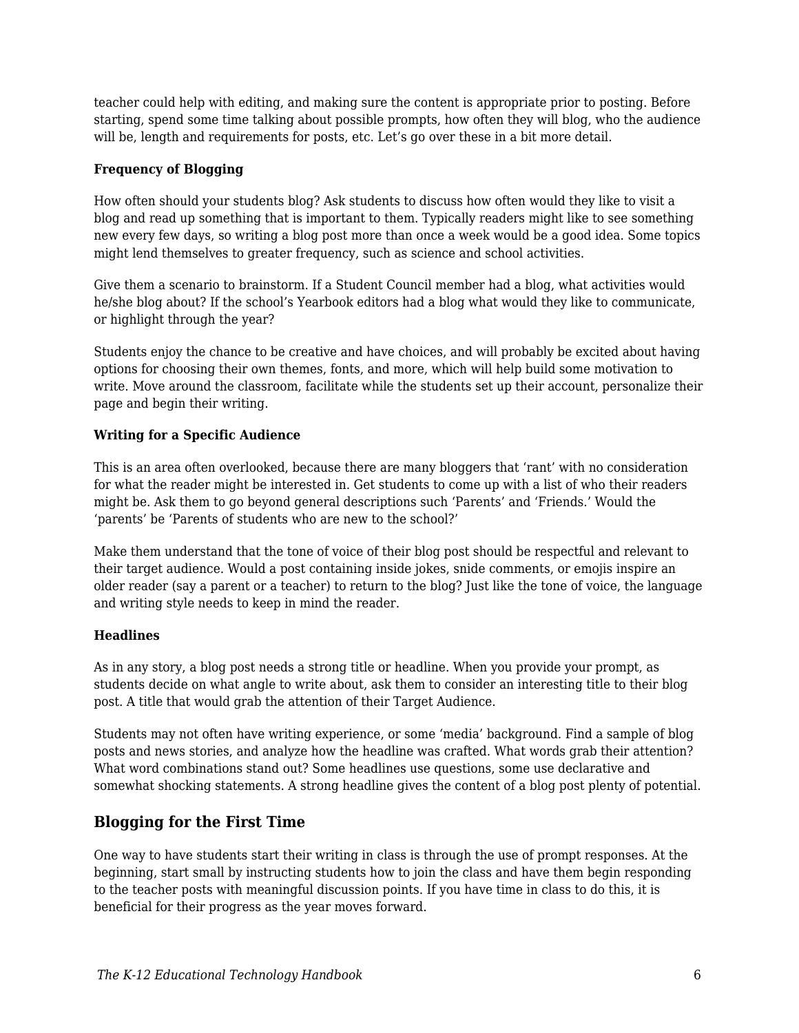teacher could help with editing, and making sure the content is appropriate prior to posting. Before starting, spend some time talking about possible prompts, how often they will blog, who the audience will be, length and requirements for posts, etc. Let's go over these in a bit more detail.

**Frequency of Blogging**

How often should your students blog? Ask students to discuss how often would they like to visit a blog and read up something that is important to them. Typically readers might like to see something new every few days, so writing a blog post more than once a week would be a good idea. Some topics might lend themselves to greater frequency, such as science and school activities.

Give them a scenario to brainstorm. If a Student Council member had a blog, what activities would he/she blog about? If the school's Yearbook editors had a blog what would they like to communicate, or highlight through the year?

Students enjoy the chance to be creative and have choices, and will probably be excited about having options for choosing their own themes, fonts, and more, which will help build some motivation to write. Move around the classroom, facilitate while the students set up their account, personalize their page and begin their writing.

**Writing for a Specific Audience**

This is an area often overlooked, because there are many bloggers that 'rant' with no consideration for what the reader might be interested in. Get students to come up with a list of who their readers might be. Ask them to go beyond general descriptions such 'Parents' and 'Friends.' Would the 'parents' be 'Parents of students who are new to the school?'

Make them understand that the tone of voice of their blog post should be respectful and relevant to their target audience. Would a post containing inside jokes, snide comments, or emojis inspire an older reader (say a parent or a teacher) to return to the blog? Just like the tone of voice, the language and writing style needs to keep in mind the reader.

**Headlines**

As in any story, a blog post needs a strong title or headline. When you provide your prompt, as students decide on what angle to write about, ask them to consider an interesting title to their blog post. A title that would grab the attention of their Target Audience.

Students may not often have writing experience, or some 'media' background. Find a sample of blog posts and news stories, and analyze how the headline was crafted. What words grab their attention? What word combinations stand out? Some headlines use questions, some use declarative and somewhat shocking statements. A strong headline gives the content of a blog post plenty of potential.

## Blogging for the First Time

One way to have students start their writing in class is through the use of prompt responses. At the beginning, start small by instructing students how to join the class and have them begin responding to the teacher posts with meaningful discussion points. If you have time in class to do this, it is beneficial for their progress as the year moves forward.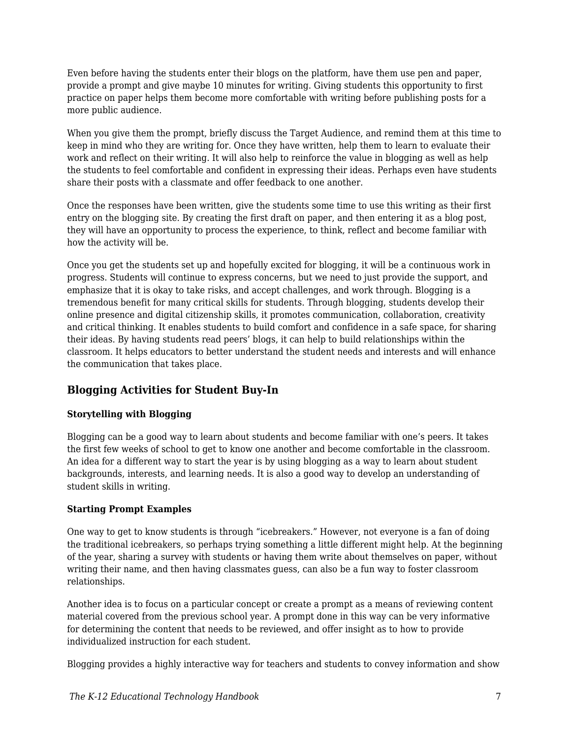Even before having the students enter their blogs on the platform, have them use pen and paper, provide a prompt and give maybe 10 minutes for writing. Giving students this opportunity to first practice on paper helps them become more comfortable with writing before publishing posts for a more public audience.

When you give them the prompt, briefly discuss the Target Audience, and remind them at this time to keep in mind who they are writing for. Once they have written, help them to learn to evaluate their work and reflect on their writing. It will also help to reinforce the value in blogging as well as help the students to feel comfortable and confident in expressing their ideas. Perhaps even have students share their posts with a classmate and offer feedback to one another.

Once the responses have been written, give the students some time to use this writing as their first entry on the blogging site. By creating the first draft on paper, and then entering it as a blog post, they will have an opportunity to process the experience, to think, reflect and become familiar with how the activity will be.

Once you get the students set up and hopefully excited for blogging, it will be a continuous work in progress. Students will continue to express concerns, but we need to just provide the support, and emphasize that it is okay to take risks, and accept challenges, and work through. Blogging is a tremendous benefit for many critical skills for students. Through blogging, students develop their online presence and digital citizenship skills, it promotes communication, collaboration, creativity and critical thinking. It enables students to build comfort and confidence in a safe space, for sharing their ideas. By having students read peers' blogs, it can help to build relationships within the classroom. It helps educators to better understand the student needs and interests and will enhance the communication that takes place.

## Blogging Activities for Student Buy-In

### Storytelling with Blogging

Blogging can be a good way to learn about students and become familiar with one's peers. It takes the first few weeks of school to get to know one another and become comfortable in the classroom. An idea for a different way to start the year is by using blogging as a way to learn about student backgrounds, interests, and learning needs. It is also a good way to develop an understanding of student skills in writing.

### Starting Prompt Examples

One way to get to know students is through "icebreakers." However, not everyone is a fan of doing the traditional icebreakers, so perhaps trying something a little different might help. At the beginning of the year, sharing a survey with students or having them write about themselves on paper, without writing their name, and then having classmates guess, can also be a fun way to foster classroom relationships.

Another idea is to focus on a particular concept or create a prompt as a means of reviewing content material covered from the previous school year. A prompt done in this way can be very informative for determining the content that needs to be reviewed, and offer insight as to how to provide individualized instruction for each student.

Blogging provides a highly interactive way for teachers and students to convey information and show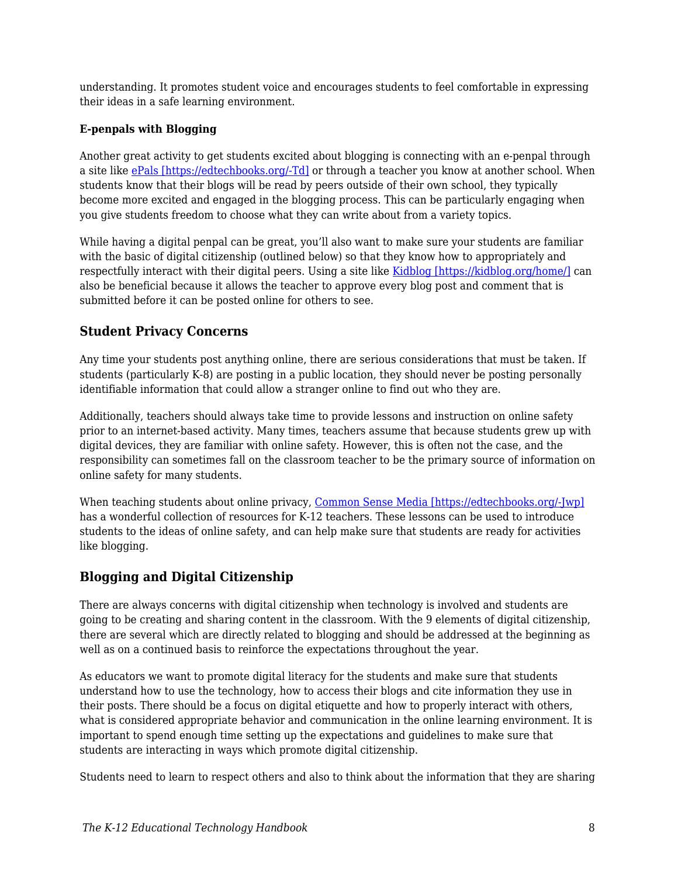understanding. It promotes student voice and encourages students to feel comfortable in expressing their ideas in a safe learning environment.

**E-penpals with Blogging**

Another great activity to get students excited about blogging is connecting with an e-penpal through a site like [ePals [https://edtechbooks.org/-Td]](https://edtechbooks.org/-Td) or through a teacher you know at another school. When students know that their blogs will be read by peers outside of their own school, they typically become more excited and engaged in the blogging process. This can be particularly engaging when you give students freedom to choose what they can write about from a variety topics.

While having a digital penpal can be great, you'll also want to make sure your students are familiar with the basic of digital citizenship (outlined below) so that they know how to appropriately and respectfully interact with their digital peers. Using a site like [Kidblog [https://kidblog.org/home/]](https://kidblog.org/home/) can also be beneficial because it allows the teacher to approve every blog post and comment that is submitted before it can be posted online for others to see.

## Student Privacy Concerns

Any time your students post anything online, there are serious considerations that must be taken. If students (particularly K-8) are posting in a public location, they should never be posting personally identifiable information that could allow a stranger online to find out who they are.

Additionally, teachers should always take time to provide lessons and instruction on online safety prior to an internet-based activity. Many times, teachers assume that because students grew up with digital devices, they are familiar with online safety. However, this is often not the case, and the responsibility can sometimes fall on the classroom teacher to be the primary source of information on online safety for many students.

When teaching students about online privacy, [Common Sense Media [https://edtechbooks.org/-Jwp]](https://edtechbooks.org/-Jwp) has a wonderful collection of resources for K-12 teachers. These lessons can be used to introduce students to the ideas of online safety, and can help make sure that students are ready for activities like blogging.

## Blogging and Digital Citizenship

There are always concerns with digital citizenship when technology is involved and students are going to be creating and sharing content in the classroom. With the 9 elements of digital citizenship, there are several which are directly related to blogging and should be addressed at the beginning as well as on a continued basis to reinforce the expectations throughout the year.

As educators we want to promote digital literacy for the students and make sure that students understand how to use the technology, how to access their blogs and cite information they use in their posts. There should be a focus on digital etiquette and how to properly interact with others, what is considered appropriate behavior and communication in the online learning environment. It is important to spend enough time setting up the expectations and guidelines to make sure that students are interacting in ways which promote digital citizenship.

Students need to learn to respect others and also to think about the information that they are sharing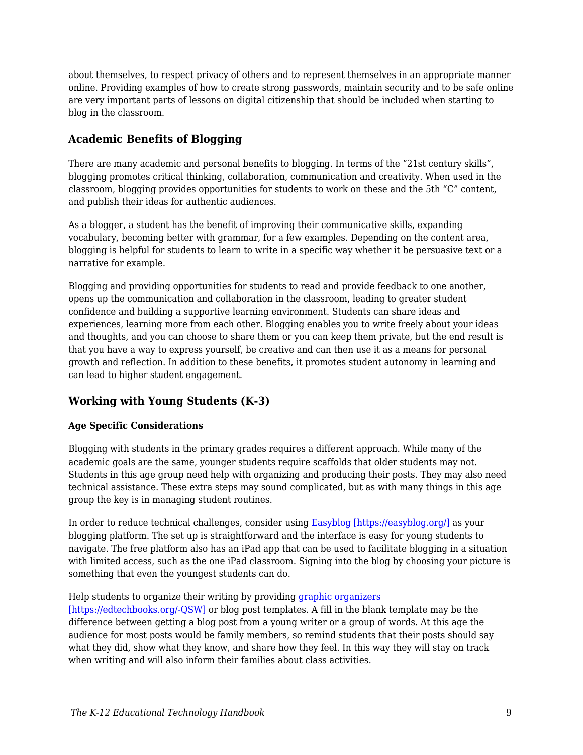about themselves, to respect privacy of others and to represent themselves in an appropriate manner online. Providing examples of how to create strong passwords, maintain security and to be safe online are very important parts of lessons on digital citizenship that should be included when starting to blog in the classroom.

## Academic Benefits of Blogging

There are many academic and personal benefits to blogging. In terms of the "21st century skills", blogging promotes critical thinking, collaboration, communication and creativity. When used in the classroom, blogging provides opportunities for students to work on these and the 5th "C" content, and publish their ideas for authentic audiences.

As a blogger, a student has the benefit of improving their communicative skills, expanding vocabulary, becoming better with grammar, for a few examples. Depending on the content area, blogging is helpful for students to learn to write in a specific way whether it be persuasive text or a narrative for example.

Blogging and providing opportunities for students to read and provide feedback to one another, opens up the communication and collaboration in the classroom, leading to greater student confidence and building a supportive learning environment. Students can share ideas and experiences, learning more from each other. Blogging enables you to write freely about your ideas and thoughts, and you can choose to share them or you can keep them private, but the end result is that you have a way to express yourself, be creative and can then use it as a means for personal growth and reflection. In addition to these benefits, it promotes student autonomy in learning and can lead to higher student engagement.

## Working with Young Students (K-3)

### Age Specific Considerations

Blogging with students in the primary grades requires a different approach. While many of the academic goals are the same, younger students require scaffolds that older students may not. Students in this age group need help with organizing and producing their posts. They may also need technical assistance. These extra steps may sound complicated, but as with many things in this age group the key is in managing student routines.

In order to reduce technical challenges, consider using [Easyblog [https://easyblog.org/]](https://easyblog.org/) as your blogging platform. The set up is straightforward and the interface is easy for young students to navigate. The free platform also has an iPad app that can be used to facilitate blogging in a situation with limited access, such as the one iPad classroom. Signing into the blog by choosing your picture is something that even the youngest students can do.

Help students to organize their writing by providing [graphic organizers [https://edtechbooks.org/-QSW]](https://edtechbooks.org/-QSW) or blog post templates. A fill in the blank template may be the difference between getting a blog post from a young writer or a group of words. At this age the audience for most posts would be family members, so remind students that their posts should say what they did, show what they know, and share how they feel. In this way they will stay on track when writing and will also inform their families about class activities.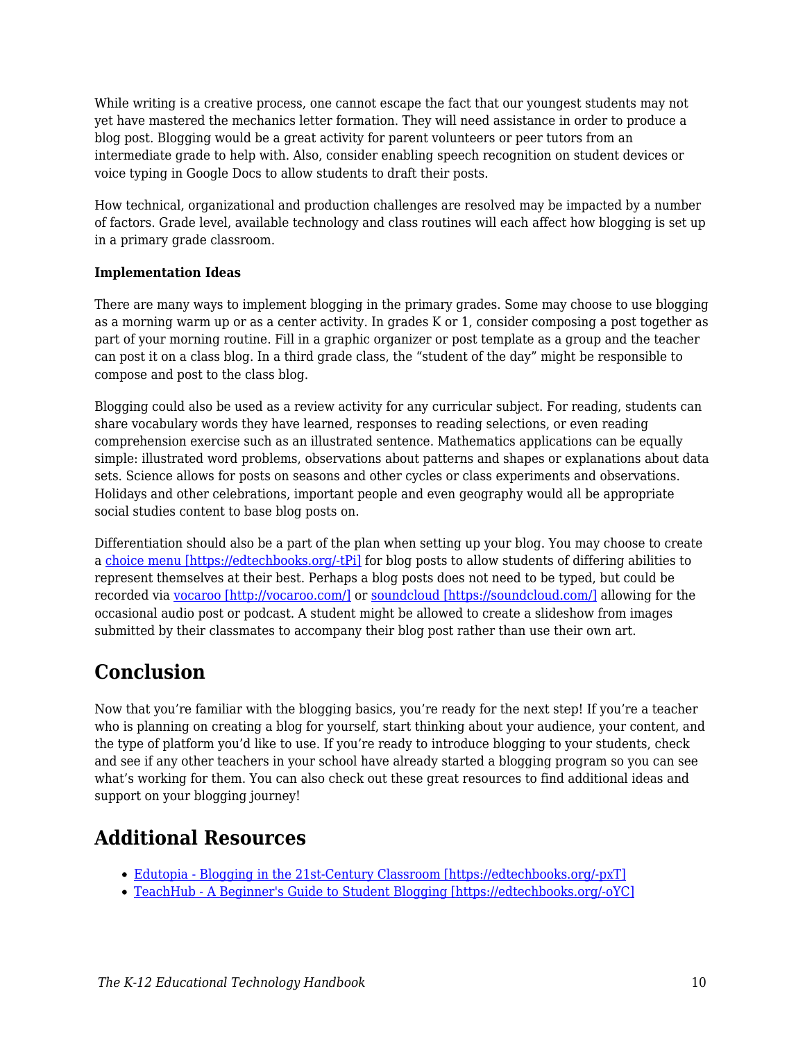While writing is a creative process, one cannot escape the fact that our youngest students may not yet have mastered the mechanics letter formation. They will need assistance in order to produce a blog post. Blogging would be a great activity for parent volunteers or peer tutors from an intermediate grade to help with. Also, consider enabling speech recognition on student devices or voice typing in Google Docs to allow students to draft their posts.

How technical, organizational and production challenges are resolved may be impacted by a number of factors. Grade level, available technology and class routines will each affect how blogging is set up in a primary grade classroom.

**Implementation Ideas**

There are many ways to implement blogging in the primary grades. Some may choose to use blogging as a morning warm up or as a center activity. In grades K or 1, consider composing a post together as part of your morning routine. Fill in a graphic organizer or post template as a group and the teacher can post it on a class blog. In a third grade class, the "student of the day" might be responsible to compose and post to the class blog.

Blogging could also be used as a review activity for any curricular subject. For reading, students can share vocabulary words they have learned, responses to reading selections, or even reading comprehension exercise such as an illustrated sentence. Mathematics applications can be equally simple: illustrated word problems, observations about patterns and shapes or explanations about data sets. Science allows for posts on seasons and other cycles or class experiments and observations. Holidays and other celebrations, important people and even geography would all be appropriate social studies content to base blog posts on.

Differentiation should also be a part of the plan when setting up your blog. You may choose to create a choice menu [https://edtechbooks.org/-tPi] for blog posts to allow students of differing abilities to represent themselves at their best. Perhaps a blog posts does not need to be typed, but could be recorded via vocaroo [http://vocaroo.com/] or soundcloud [https://soundcloud.com/] allowing for the occasional audio post or podcast. A student might be allowed to create a slideshow from images submitted by their classmates to accompany their blog post rather than use their own art.

## Conclusion

Now that you're familiar with the blogging basics, you're ready for the next step! If you're a teacher who is planning on creating a blog for yourself, start thinking about your audience, your content, and the type of platform you'd like to use. If you're ready to introduce blogging to your students, check and see if any other teachers in your school have already started a blogging program so you can see what's working for them. You can also check out these great resources to find additional ideas and support on your blogging journey!

## Additional Resources

- Edutopia - Blogging in the 21st-Century Classroom [https://edtechbooks.org/-pxT]
- TeachHub - A Beginner's Guide to Student Blogging [https://edtechbooks.org/-oYC]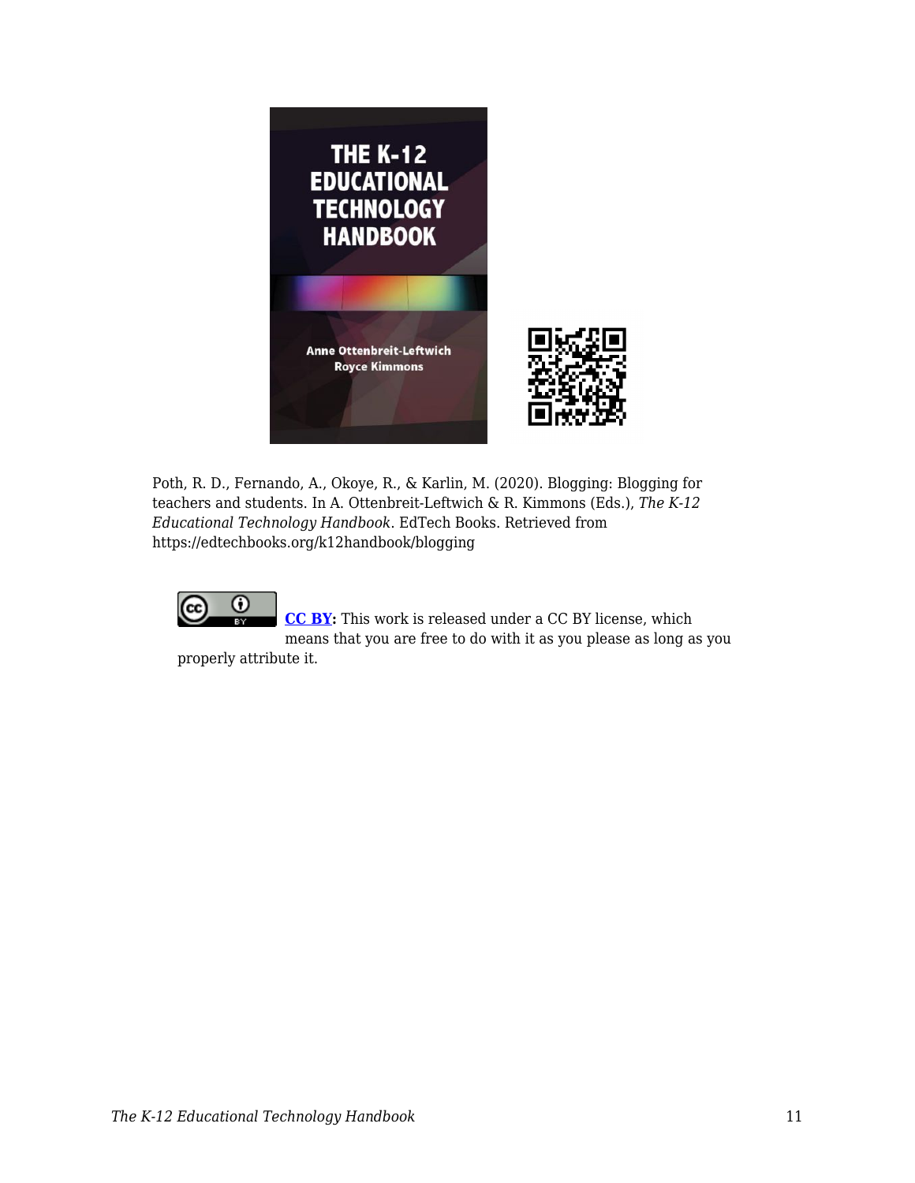Poth, R. D., Fernando, A., Okoye, R., & Karlin, M. (2020). Blogging: Blogging for teachers and students. In A. Ottenbreit-Leftwich & R. Kimmons (Eds.), *The K-12 Educational Technology Handbook*. EdTech Books. Retrieved from https://edtechbooks.org/k12handbook/blogging

**CC BY:** This work is released under a CC BY license, which means that you are free to do with it as you please as long as you properly attribute it.